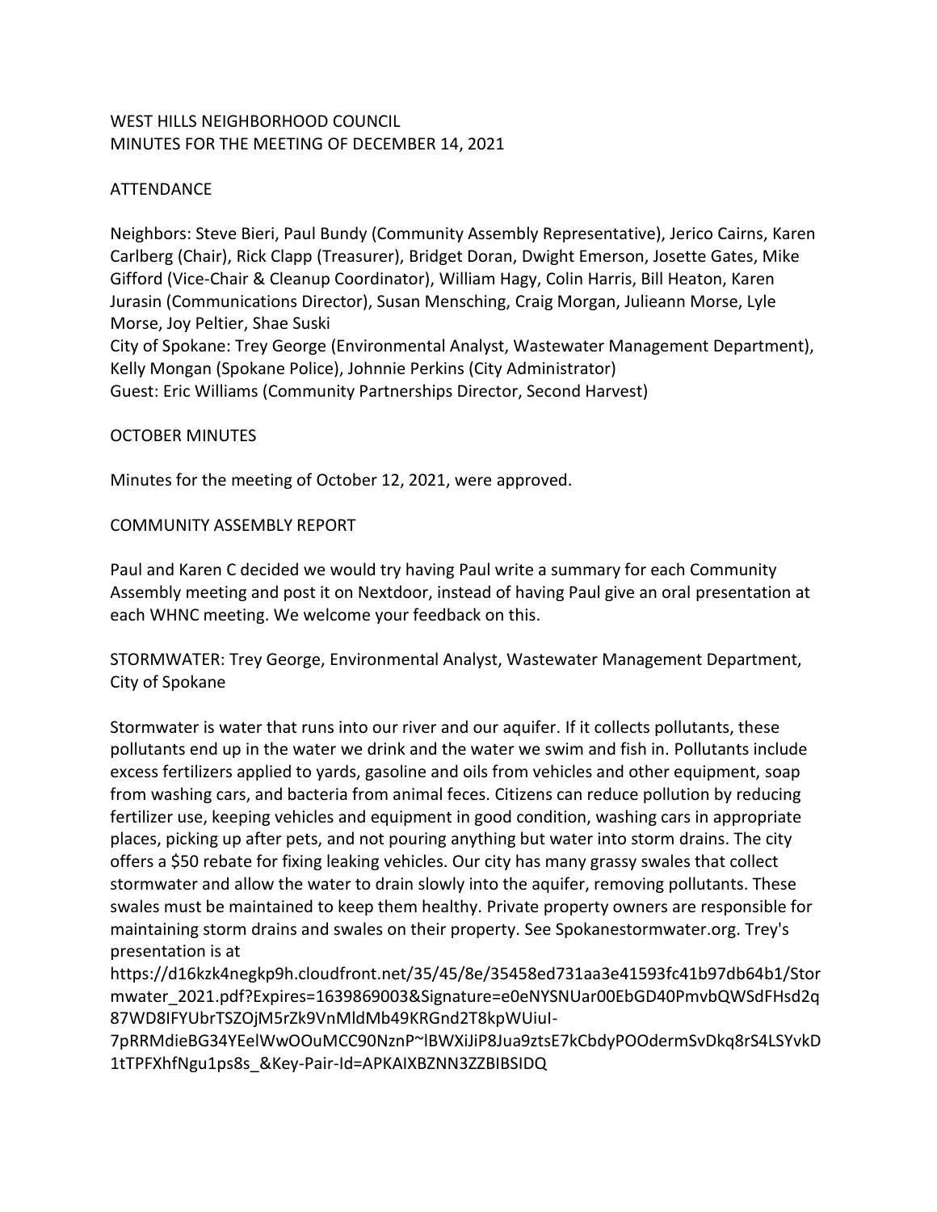WEST HILLS NEIGHBORHOOD COUNCIL
MINUTES FOR THE MEETING OF DECEMBER 14, 2021

ATTENDANCE

Neighbors: Steve Bieri, Paul Bundy (Community Assembly Representative), Jerico Cairns, Karen Carlberg (Chair), Rick Clapp (Treasurer), Bridget Doran, Dwight Emerson, Josette Gates, Mike Gifford (Vice-Chair & Cleanup Coordinator), William Hagy, Colin Harris, Bill Heaton, Karen Jurasin (Communications Director), Susan Mensching, Craig Morgan, Julieann Morse, Lyle Morse, Joy Peltier, Shae Suski
City of Spokane: Trey George (Environmental Analyst, Wastewater Management Department), Kelly Mongan (Spokane Police), Johnnie Perkins (City Administrator)
Guest: Eric Williams (Community Partnerships Director, Second Harvest)

OCTOBER MINUTES

Minutes for the meeting of October 12, 2021, were approved.

COMMUNITY ASSEMBLY REPORT

Paul and Karen C decided we would try having Paul write a summary for each Community Assembly meeting and post it on Nextdoor, instead of having Paul give an oral presentation at each WHNC meeting. We welcome your feedback on this.

STORMWATER: Trey George, Environmental Analyst, Wastewater Management Department, City of Spokane

Stormwater is water that runs into our river and our aquifer. If it collects pollutants, these pollutants end up in the water we drink and the water we swim and fish in. Pollutants include excess fertilizers applied to yards, gasoline and oils from vehicles and other equipment, soap from washing cars, and bacteria from animal feces. Citizens can reduce pollution by reducing fertilizer use, keeping vehicles and equipment in good condition, washing cars in appropriate places, picking up after pets, and not pouring anything but water into storm drains. The city offers a $50 rebate for fixing leaking vehicles. Our city has many grassy swales that collect stormwater and allow the water to drain slowly into the aquifer, removing pollutants. These swales must be maintained to keep them healthy. Private property owners are responsible for maintaining storm drains and swales on their property. See Spokanestormwater.org. Trey's presentation is at https://d16kzk4negkp9h.cloudfront.net/35/45/8e/35458ed731aa3e41593fc41b97db64b1/Stormwater_2021.pdf?Expires=1639869003&Signature=e0eNYSNUar00EbGD40PmvbQWSdFHsd2q87WD8IFYUbrTSZOjM5rZk9VnMldMb49KRGnd2T8kpWUiuI-7pRRMdieBG34YEelWwOOuMCC90NznP~lBWXiJiP8Jua9ztsE7kCbdyPOOdermSvDkq8rS4LSYvkD1tTPFXhfNgu1ps8s_&Key-Pair-Id=APKAIXBZNN3ZZBIBSIDQ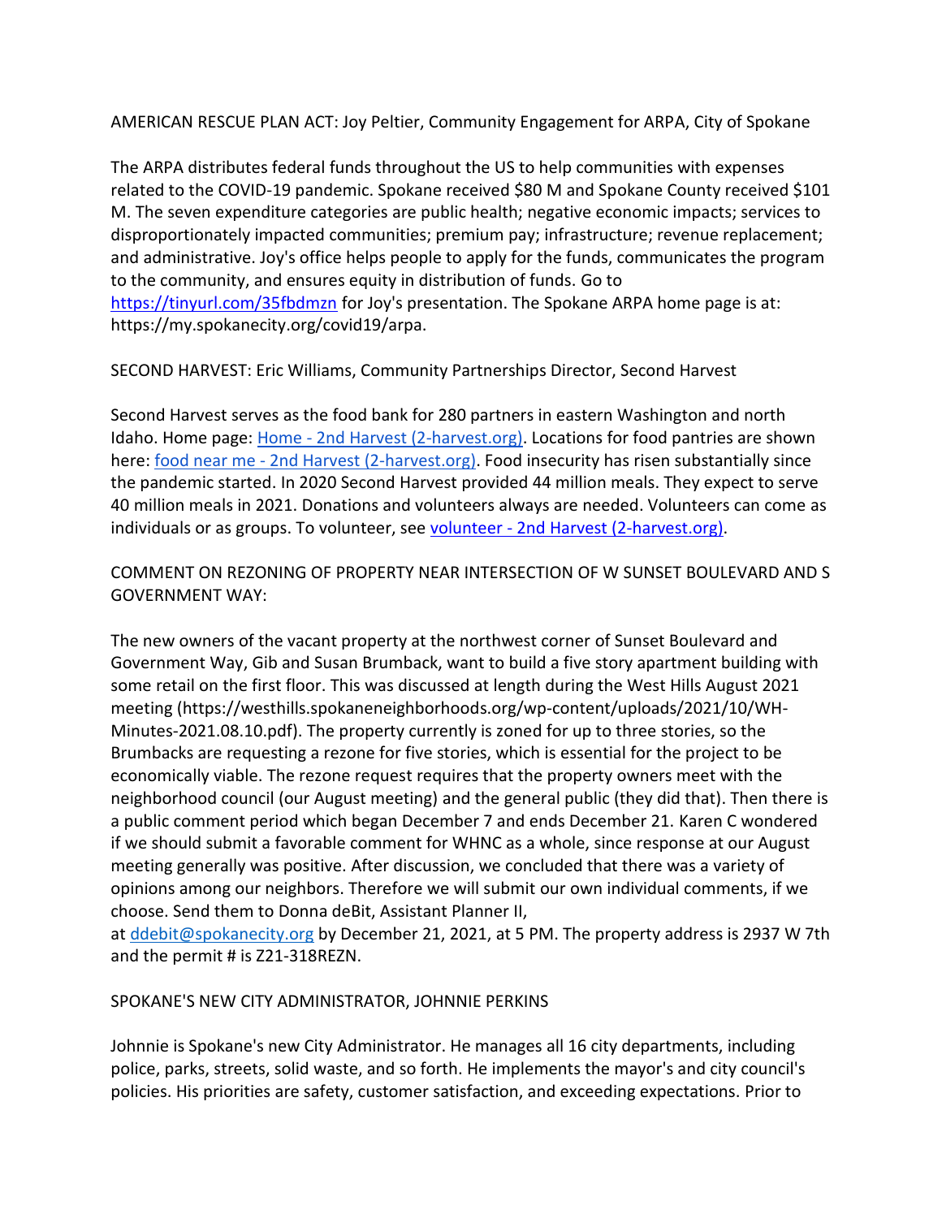AMERICAN RESCUE PLAN ACT: Joy Peltier, Community Engagement for ARPA, City of Spokane

The ARPA distributes federal funds throughout the US to help communities with expenses related to the COVID-19 pandemic. Spokane received $80 M and Spokane County received $101 M. The seven expenditure categories are public health; negative economic impacts; services to disproportionately impacted communities; premium pay; infrastructure; revenue replacement; and administrative. Joy's office helps people to apply for the funds, communicates the program to the community, and ensures equity in distribution of funds. Go to [https://tinyurl.com/35fbdmzn](https://tinyurl.com/35fbdmzn) for Joy's presentation. The Spokane ARPA home page is at: https://my.spokanecity.org/covid19/arpa.

SECOND HARVEST: Eric Williams, Community Partnerships Director, Second Harvest

Second Harvest serves as the food bank for 280 partners in eastern Washington and north Idaho. Home page: [Home - 2nd Harvest (2-harvest.org)](). Locations for food pantries are shown here: [food near me - 2nd Harvest (2-harvest.org)](). Food insecurity has risen substantially since the pandemic started. In 2020 Second Harvest provided 44 million meals. They expect to serve 40 million meals in 2021. Donations and volunteers always are needed. Volunteers can come as individuals or as groups. To volunteer, see [volunteer - 2nd Harvest (2-harvest.org)]().

COMMENT ON REZONING OF PROPERTY NEAR INTERSECTION OF W SUNSET BOULEVARD AND S GOVERNMENT WAY:

The new owners of the vacant property at the northwest corner of Sunset Boulevard and Government Way, Gib and Susan Brumback, want to build a five story apartment building with some retail on the first floor. This was discussed at length during the West Hills August 2021 meeting (https://westhills.spokaneneighborhoods.org/wp-content/uploads/2021/10/WH-Minutes-2021.08.10.pdf). The property currently is zoned for up to three stories, so the Brumbacks are requesting a rezone for five stories, which is essential for the project to be economically viable. The rezone request requires that the property owners meet with the neighborhood council (our August meeting) and the general public (they did that). Then there is a public comment period which began December 7 and ends December 21. Karen C wondered if we should submit a favorable comment for WHNC as a whole, since response at our August meeting generally was positive. After discussion, we concluded that there was a variety of opinions among our neighbors. Therefore we will submit our own individual comments, if we choose. Send them to Donna deBit, Assistant Planner II, at [ddebit@spokanecity.org](mailto:ddebit@spokanecity.org) by December 21, 2021, at 5 PM. The property address is 2937 W 7th and the permit # is Z21-318REZN.

SPOKANE'S NEW CITY ADMINISTRATOR, JOHNNIE PERKINS

Johnnie is Spokane's new City Administrator. He manages all 16 city departments, including police, parks, streets, solid waste, and so forth. He implements the mayor's and city council's policies. His priorities are safety, customer satisfaction, and exceeding expectations. Prior to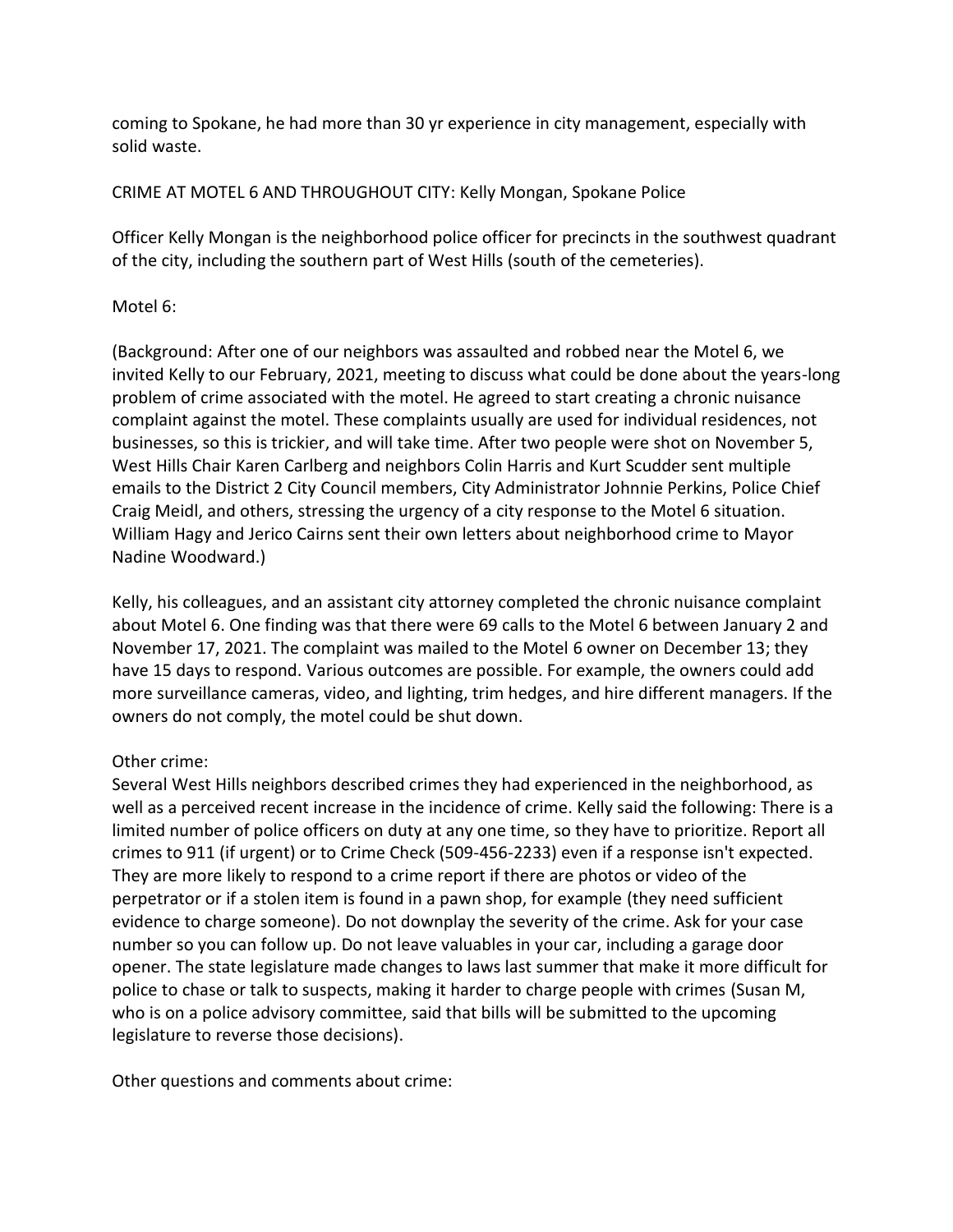coming to Spokane, he had more than 30 yr experience in city management, especially with solid waste.

CRIME AT MOTEL 6 AND THROUGHOUT CITY: Kelly Mongan, Spokane Police

Officer Kelly Mongan is the neighborhood police officer for precincts in the southwest quadrant of the city, including the southern part of West Hills (south of the cemeteries).

Motel 6:

(Background: After one of our neighbors was assaulted and robbed near the Motel 6, we invited Kelly to our February, 2021, meeting to discuss what could be done about the years-long problem of crime associated with the motel. He agreed to start creating a chronic nuisance complaint against the motel. These complaints usually are used for individual residences, not businesses, so this is trickier, and will take time. After two people were shot on November 5, West Hills Chair Karen Carlberg and neighbors Colin Harris and Kurt Scudder sent multiple emails to the District 2 City Council members, City Administrator Johnnie Perkins, Police Chief Craig Meidl, and others, stressing the urgency of a city response to the Motel 6 situation. William Hagy and Jerico Cairns sent their own letters about neighborhood crime to Mayor Nadine Woodward.)

Kelly, his colleagues, and an assistant city attorney completed the chronic nuisance complaint about Motel 6. One finding was that there were 69 calls to the Motel 6 between January 2 and November 17, 2021. The complaint was mailed to the Motel 6 owner on December 13; they have 15 days to respond. Various outcomes are possible. For example, the owners could add more surveillance cameras, video, and lighting, trim hedges, and hire different managers. If the owners do not comply, the motel could be shut down.

Other crime:
Several West Hills neighbors described crimes they had experienced in the neighborhood, as well as a perceived recent increase in the incidence of crime. Kelly said the following: There is a limited number of police officers on duty at any one time, so they have to prioritize. Report all crimes to 911 (if urgent) or to Crime Check (509-456-2233) even if a response isn't expected. They are more likely to respond to a crime report if there are photos or video of the perpetrator or if a stolen item is found in a pawn shop, for example (they need sufficient evidence to charge someone). Do not downplay the severity of the crime. Ask for your case number so you can follow up. Do not leave valuables in your car, including a garage door opener. The state legislature made changes to laws last summer that make it more difficult for police to chase or talk to suspects, making it harder to charge people with crimes (Susan M, who is on a police advisory committee, said that bills will be submitted to the upcoming legislature to reverse those decisions).

Other questions and comments about crime: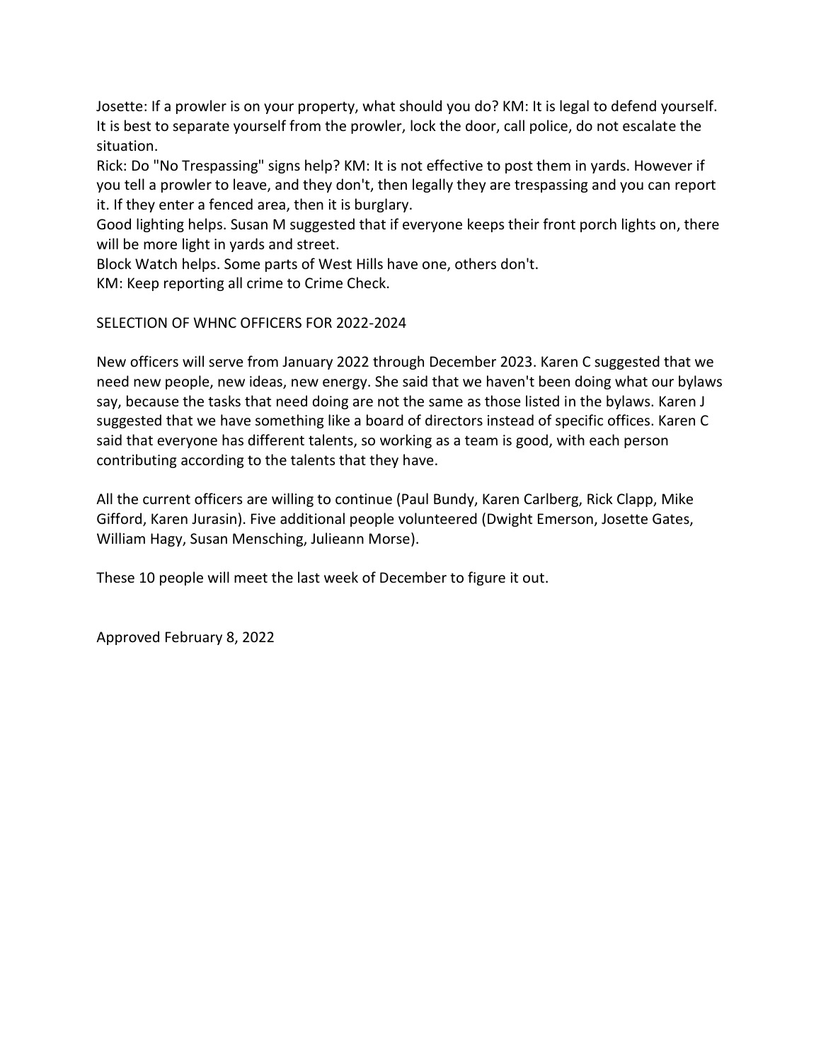Josette: If a prowler is on your property, what should you do? KM: It is legal to defend yourself. It is best to separate yourself from the prowler, lock the door, call police, do not escalate the situation.

Rick: Do "No Trespassing" signs help? KM: It is not effective to post them in yards. However if you tell a prowler to leave, and they don't, then legally they are trespassing and you can report it. If they enter a fenced area, then it is burglary.

Good lighting helps. Susan M suggested that if everyone keeps their front porch lights on, there will be more light in yards and street.

Block Watch helps. Some parts of West Hills have one, others don't.

KM: Keep reporting all crime to Crime Check.

## SELECTION OF WHNC OFFICERS FOR 2022-2024

New officers will serve from January 2022 through December 2023. Karen C suggested that we need new people, new ideas, new energy. She said that we haven't been doing what our bylaws say, because the tasks that need doing are not the same as those listed in the bylaws. Karen J suggested that we have something like a board of directors instead of specific offices. Karen C said that everyone has different talents, so working as a team is good, with each person contributing according to the talents that they have.

All the current officers are willing to continue (Paul Bundy, Karen Carlberg, Rick Clapp, Mike Gifford, Karen Jurasin). Five additional people volunteered (Dwight Emerson, Josette Gates, William Hagy, Susan Mensching, Julieann Morse).

These 10 people will meet the last week of December to figure it out.

Approved February 8, 2022